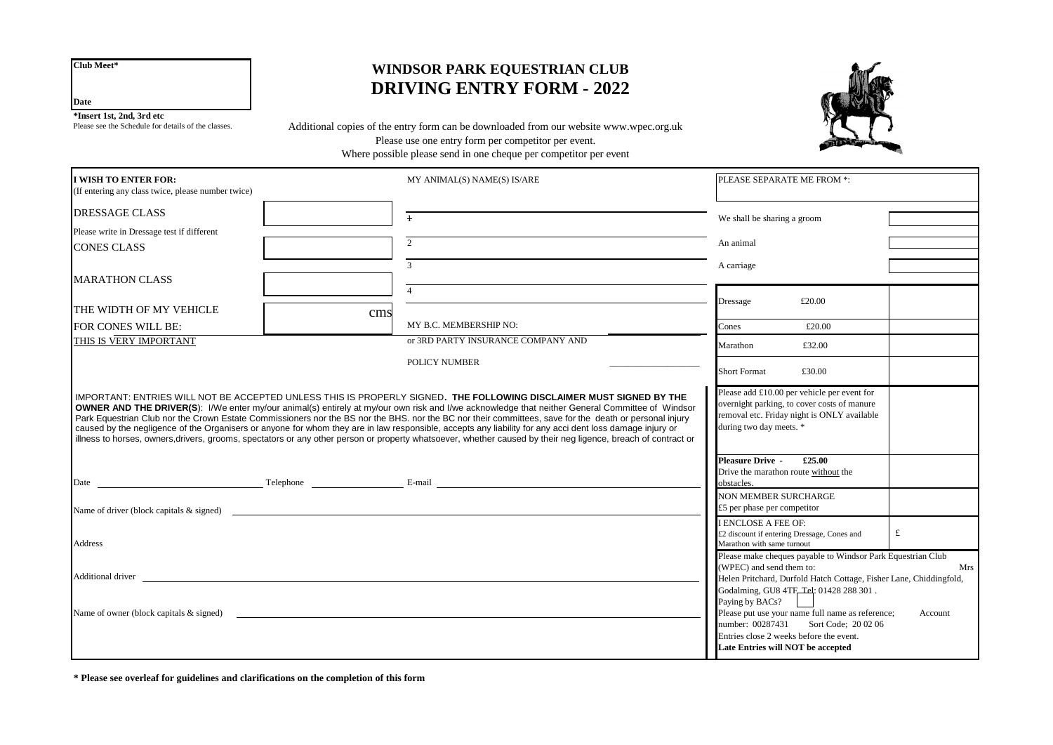**Club Meet***

**Date**

***Insert 1st, 2nd, 3rd etc**
Please see the Schedule for details of the classes.

# WINDSOR PARK EQUESTRIAN CLUB
# DRIVING ENTRY FORM - 2022

Additional copies of the entry form can be downloaded from our website www.wpec.org.uk
Please use one entry form per competitor per event.
Where possible please send in one cheque per competitor per event

**I WISH TO ENTER FOR:**
(If entering any class twice, please number twice)

DRESSAGE CLASS

Please write in Dressage test if different

CONES CLASS

MARATHON CLASS

THE WIDTH OF MY VEHICLE FOR CONES WILL BE: cms
THIS IS VERY IMPORTANT

MY ANIMAL(S) NAME(S) IS/ARE

1
2
3
4

MY B.C. MEMBERSHIP NO:
or 3RD PARTY INSURANCE COMPANY AND POLICY NUMBER

PLEASE SEPARATE ME FROM *:

| | |
|---|---|
| We shall be sharing a groom | |
| An animal | |
| A carriage | |

| Class | Fee | |
|---|---|---|
| Dressage | £20.00 | |
| Cones | £20.00 | |
| Marathon | £32.00 | |
| Short Format | £30.00 | |
| Please add £10.00 per vehicle per event for overnight parking, to cover costs of manure removal etc. Friday night is ONLY available during two day meets. * | | |
| **Pleasure Drive - £25.00** Drive the marathon route without the obstacles. | | |
| NON MEMBER SURCHARGE £5 per phase per competitor | | |
| I ENCLOSE A FEE OF: £2 discount if entering Dressage, Cones and Marathon with same turnout | | £ |

IMPORTANT: ENTRIES WILL NOT BE ACCEPTED UNLESS THIS IS PROPERLY SIGNED. **THE FOLLOWING DISCLAIMER MUST SIGNED BY THE OWNER AND THE DRIVER(S)**: I/We enter my/our animal(s) entirely at my/our own risk and I/we acknowledge that neither General Committee of Windsor Park Equestrian Club nor the Crown Estate Commissioners nor the BS nor the BHS. nor the BC nor their committees, save for the death or personal injury caused by the negligence of the Organisers or anyone for whom they are in law responsible, accepts any liability for any acci dent loss damage injury or illness to horses, owners,drivers, grooms, spectators or any other person or property whatsoever, whether caused by their neg ligence, breach of contract or

Date ________ Telephone ________ E-mail ________

Name of driver (block capitals & signed) ________

Address ________

Additional driver ________

Name of owner (block capitals & signed) ________

Please make cheques payable to Windsor Park Equestrian Club (WPEC) and send them to: Mrs Helen Pritchard, Durfold Hatch Cottage, Fisher Lane, Chiddingfold, Godalming, GU8 4TF. Tel: 01428 288 301 .
Paying by BACs?
Please put use your name full name as reference; Account number: 00287431 Sort Code; 20 02 06
Entries close 2 weeks before the event.
**Late Entries will NOT be accepted**

**\* Please see overleaf for guidelines and clarifications on the completion of this form**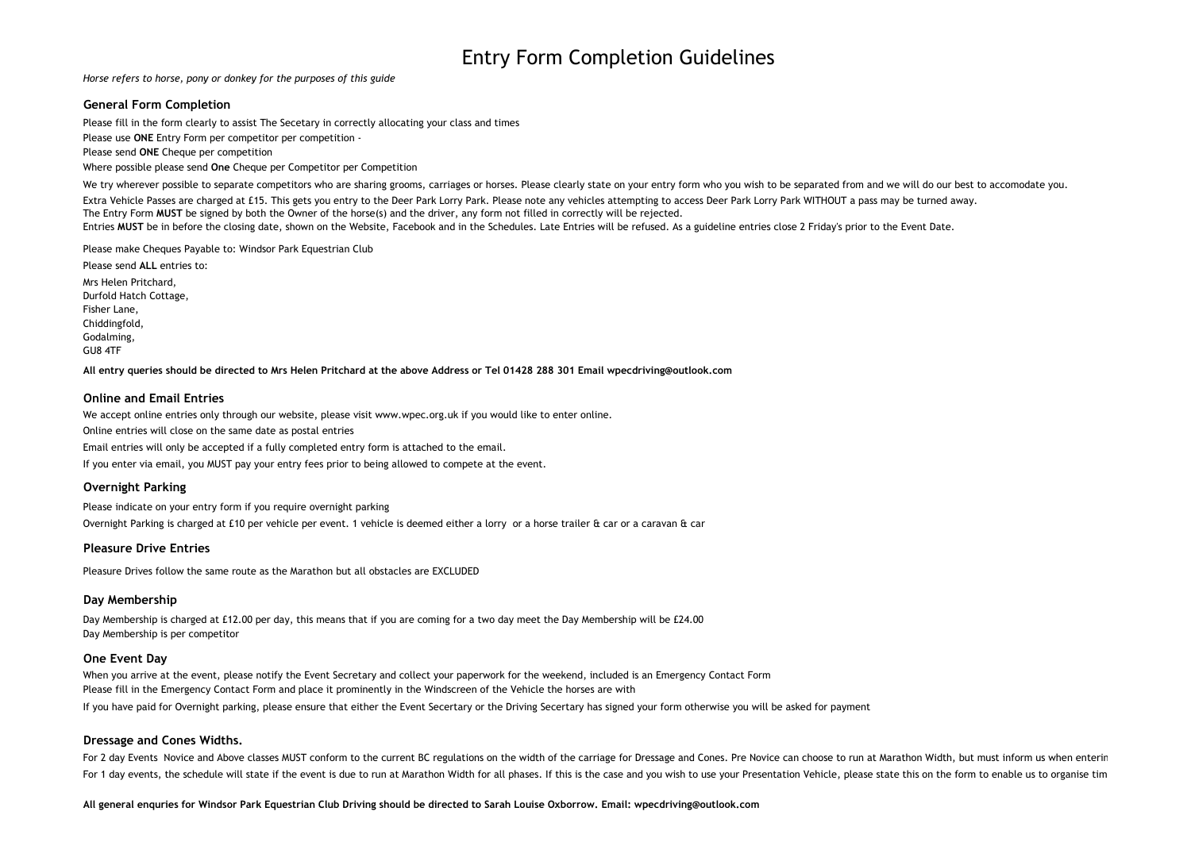# Entry Form Completion Guidelines

*Horse refers to horse, pony or donkey for the purposes of this guide*

### General Form Completion

Please fill in the form clearly to assist The Secetary in correctly allocating your class and times

Please use **ONE** Entry Form per competitor per competition -

Please send **ONE** Cheque per competition

Where possible please send **One** Cheque per Competitor per Competition

We try wherever possible to separate competitors who are sharing grooms, carriages or horses. Please clearly state on your entry form who you wish to be separated from and we will do our best to accomodate you.

Extra Vehicle Passes are charged at £15. This gets you entry to the Deer Park Lorry Park. Please note any vehicles attempting to access Deer Park Lorry Park WITHOUT a pass may be turned away.

The Entry Form **MUST** be signed by both the Owner of the horse(s) and the driver, any form not filled in correctly will be rejected.

Entries **MUST** be in before the closing date, shown on the Website, Facebook and in the Schedules. Late Entries will be refused. As a guideline entries close 2 Friday's prior to the Event Date.

Please make Cheques Payable to: Windsor Park Equestrian Club

Please send **ALL** entries to:

Mrs Helen Pritchard,
Durfold Hatch Cottage,
Fisher Lane,
Chiddingfold,
Godalming,
GU8 4TF

**All entry queries should be directed to Mrs Helen Pritchard at the above Address or Tel 01428 288 301 Email wpecdriving@outlook.com**

### Online and Email Entries

We accept online entries only through our website, please visit www.wpec.org.uk if you would like to enter online.

Online entries will close on the same date as postal entries

Email entries will only be accepted if a fully completed entry form is attached to the email.

If you enter via email, you MUST pay your entry fees prior to being allowed to compete at the event.

### Overnight Parking

Please indicate on your entry form if you require overnight parking

Overnight Parking is charged at £10 per vehicle per event. 1 vehicle is deemed either a lorry or a horse trailer & car or a caravan & car

### Pleasure Drive Entries

Pleasure Drives follow the same route as the Marathon but all obstacles are EXCLUDED

### Day Membership

Day Membership is charged at £12.00 per day, this means that if you are coming for a two day meet the Day Membership will be £24.00

Day Membership is per competitor

### One Event Day

When you arrive at the event, please notify the Event Secretary and collect your paperwork for the weekend, included is an Emergency Contact Form

Please fill in the Emergency Contact Form and place it prominently in the Windscreen of the Vehicle the horses are with

If you have paid for Overnight parking, please ensure that either the Event Secertary or the Driving Secertary has signed your form otherwise you will be asked for payment

### Dressage and Cones Widths.

For 2 day Events Novice and Above classes MUST conform to the current BC regulations on the width of the carriage for Dressage and Cones. Pre Novice can choose to run at Marathon Width, but must inform us when enterin

For 1 day events, the schedule will state if the event is due to run at Marathon Width for all phases. If this is the case and you wish to use your Presentation Vehicle, please state this on the form to enable us to organise tim

**All general enquries for Windsor Park Equestrian Club Driving should be directed to Sarah Louise Oxborrow. Email: wpecdriving@outlook.com**